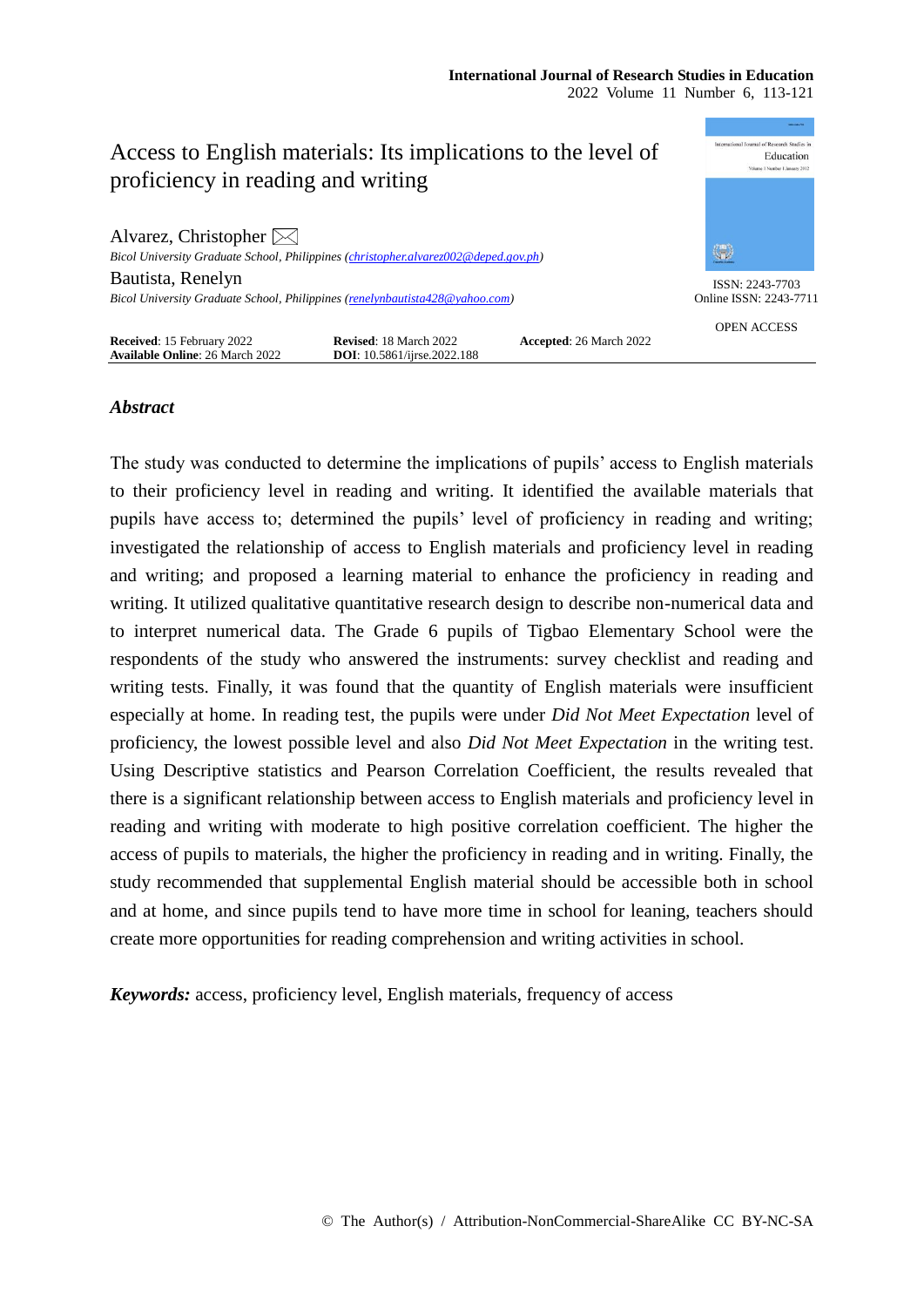# Access to English materials: Its implications to the level of proficiency in reading and writing

Alvarez, Christopher
*Bicol University Graduate School, Philippines (christopher.alvarez002@deped.gov.ph)*

Bautista, Renelyn
*Bicol University Graduate School, Philippines (renelynbautista428@yahoo.com)*

ISSN: 2243-7703
Online ISSN: 2243-7711

OPEN ACCESS

**Received**: 15 February 2022 **Revised**: 18 March 2022 **Accepted**: 26 March 2022
**Available Online**: 26 March 2022 **DOI**: 10.5861/ijrse.2022.188

### *Abstract*

The study was conducted to determine the implications of pupils' access to English materials to their proficiency level in reading and writing. It identified the available materials that pupils have access to; determined the pupils' level of proficiency in reading and writing; investigated the relationship of access to English materials and proficiency level in reading and writing; and proposed a learning material to enhance the proficiency in reading and writing. It utilized qualitative quantitative research design to describe non-numerical data and to interpret numerical data. The Grade 6 pupils of Tigbao Elementary School were the respondents of the study who answered the instruments: survey checklist and reading and writing tests. Finally, it was found that the quantity of English materials were insufficient especially at home. In reading test, the pupils were under *Did Not Meet Expectation* level of proficiency, the lowest possible level and also *Did Not Meet Expectation* in the writing test. Using Descriptive statistics and Pearson Correlation Coefficient, the results revealed that there is a significant relationship between access to English materials and proficiency level in reading and writing with moderate to high positive correlation coefficient. The higher the access of pupils to materials, the higher the proficiency in reading and in writing. Finally, the study recommended that supplemental English material should be accessible both in school and at home, and since pupils tend to have more time in school for leaning, teachers should create more opportunities for reading comprehension and writing activities in school.

***Keywords:*** access, proficiency level, English materials, frequency of access

© The Author(s) / Attribution-NonCommercial-ShareAlike CC BY-NC-SA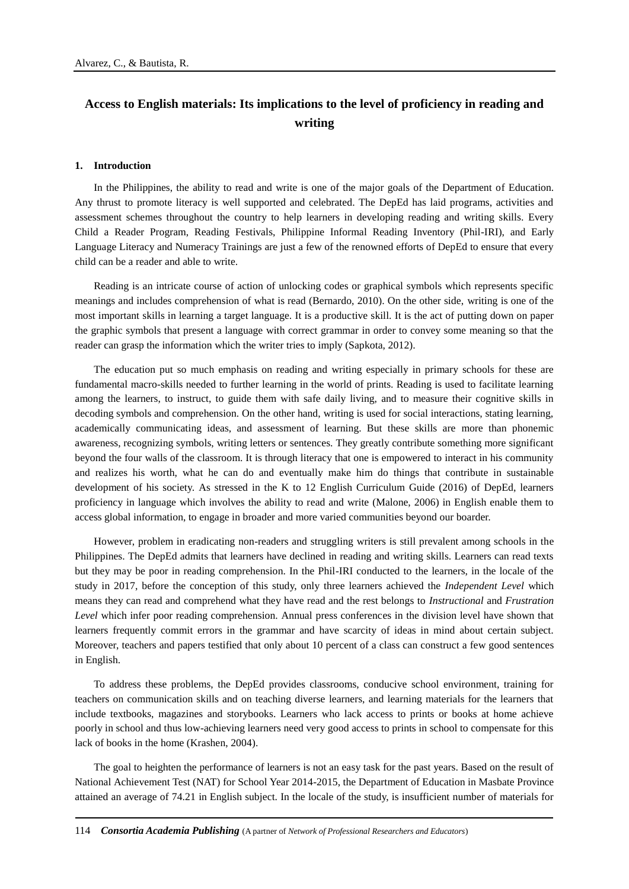# Access to English materials: Its implications to the level of proficiency in reading and writing

## 1. Introduction

In the Philippines, the ability to read and write is one of the major goals of the Department of Education. Any thrust to promote literacy is well supported and celebrated. The DepEd has laid programs, activities and assessment schemes throughout the country to help learners in developing reading and writing skills. Every Child a Reader Program, Reading Festivals, Philippine Informal Reading Inventory (Phil-IRI), and Early Language Literacy and Numeracy Trainings are just a few of the renowned efforts of DepEd to ensure that every child can be a reader and able to write.

Reading is an intricate course of action of unlocking codes or graphical symbols which represents specific meanings and includes comprehension of what is read (Bernardo, 2010). On the other side, writing is one of the most important skills in learning a target language. It is a productive skill. It is the act of putting down on paper the graphic symbols that present a language with correct grammar in order to convey some meaning so that the reader can grasp the information which the writer tries to imply (Sapkota, 2012).

The education put so much emphasis on reading and writing especially in primary schools for these are fundamental macro-skills needed to further learning in the world of prints. Reading is used to facilitate learning among the learners, to instruct, to guide them with safe daily living, and to measure their cognitive skills in decoding symbols and comprehension. On the other hand, writing is used for social interactions, stating learning, academically communicating ideas, and assessment of learning. But these skills are more than phonemic awareness, recognizing symbols, writing letters or sentences. They greatly contribute something more significant beyond the four walls of the classroom. It is through literacy that one is empowered to interact in his community and realizes his worth, what he can do and eventually make him do things that contribute in sustainable development of his society. As stressed in the K to 12 English Curriculum Guide (2016) of DepEd, learners proficiency in language which involves the ability to read and write (Malone, 2006) in English enable them to access global information, to engage in broader and more varied communities beyond our boarder.

However, problem in eradicating non-readers and struggling writers is still prevalent among schools in the Philippines. The DepEd admits that learners have declined in reading and writing skills. Learners can read texts but they may be poor in reading comprehension. In the Phil-IRI conducted to the learners, in the locale of the study in 2017, before the conception of this study, only three learners achieved the *Independent Level* which means they can read and comprehend what they have read and the rest belongs to *Instructional* and *Frustration Level* which infer poor reading comprehension. Annual press conferences in the division level have shown that learners frequently commit errors in the grammar and have scarcity of ideas in mind about certain subject. Moreover, teachers and papers testified that only about 10 percent of a class can construct a few good sentences in English.

To address these problems, the DepEd provides classrooms, conducive school environment, training for teachers on communication skills and on teaching diverse learners, and learning materials for the learners that include textbooks, magazines and storybooks. Learners who lack access to prints or books at home achieve poorly in school and thus low-achieving learners need very good access to prints in school to compensate for this lack of books in the home (Krashen, 2004).

The goal to heighten the performance of learners is not an easy task for the past years. Based on the result of National Achievement Test (NAT) for School Year 2014-2015, the Department of Education in Masbate Province attained an average of 74.21 in English subject. In the locale of the study, is insufficient number of materials for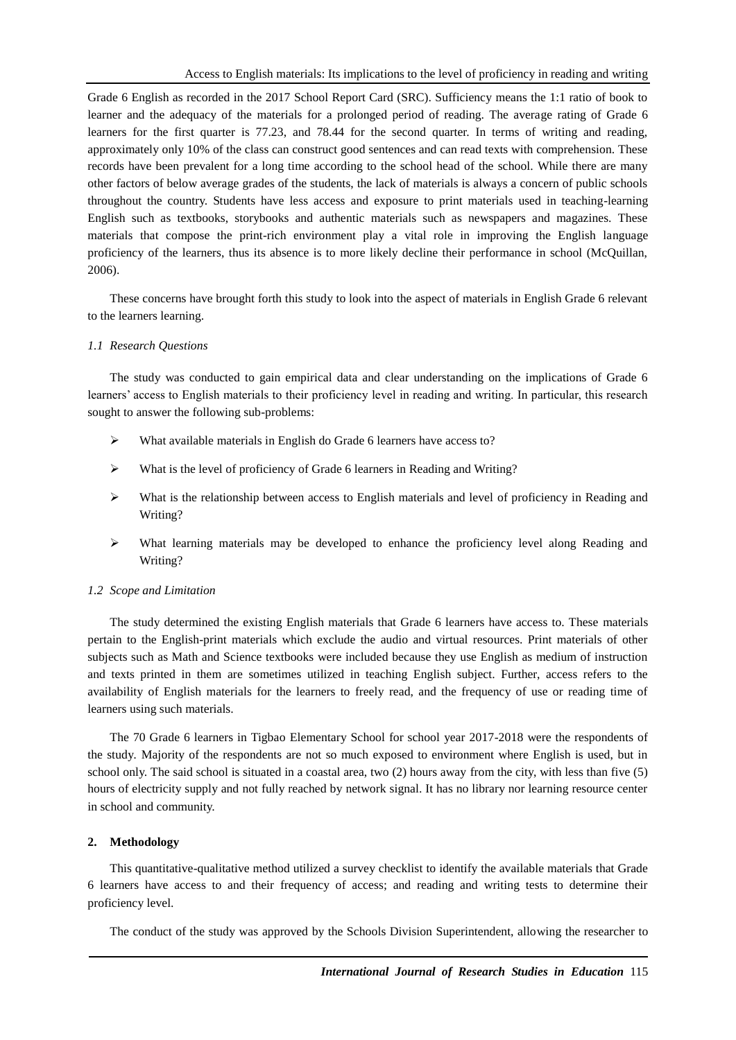Grade 6 English as recorded in the 2017 School Report Card (SRC). Sufficiency means the 1:1 ratio of book to learner and the adequacy of the materials for a prolonged period of reading. The average rating of Grade 6 learners for the first quarter is 77.23, and 78.44 for the second quarter. In terms of writing and reading, approximately only 10% of the class can construct good sentences and can read texts with comprehension. These records have been prevalent for a long time according to the school head of the school. While there are many other factors of below average grades of the students, the lack of materials is always a concern of public schools throughout the country. Students have less access and exposure to print materials used in teaching-learning English such as textbooks, storybooks and authentic materials such as newspapers and magazines. These materials that compose the print-rich environment play a vital role in improving the English language proficiency of the learners, thus its absence is to more likely decline their performance in school (McQuillan, 2006).

These concerns have brought forth this study to look into the aspect of materials in English Grade 6 relevant to the learners learning.

### *1.1 Research Questions*

The study was conducted to gain empirical data and clear understanding on the implications of Grade 6 learners' access to English materials to their proficiency level in reading and writing. In particular, this research sought to answer the following sub-problems:

- What available materials in English do Grade 6 learners have access to?
- What is the level of proficiency of Grade 6 learners in Reading and Writing?
- What is the relationship between access to English materials and level of proficiency in Reading and Writing?
- What learning materials may be developed to enhance the proficiency level along Reading and Writing?

### *1.2 Scope and Limitation*

The study determined the existing English materials that Grade 6 learners have access to. These materials pertain to the English-print materials which exclude the audio and virtual resources. Print materials of other subjects such as Math and Science textbooks were included because they use English as medium of instruction and texts printed in them are sometimes utilized in teaching English subject. Further, access refers to the availability of English materials for the learners to freely read, and the frequency of use or reading time of learners using such materials.

The 70 Grade 6 learners in Tigbao Elementary School for school year 2017-2018 were the respondents of the study. Majority of the respondents are not so much exposed to environment where English is used, but in school only. The said school is situated in a coastal area, two (2) hours away from the city, with less than five (5) hours of electricity supply and not fully reached by network signal. It has no library nor learning resource center in school and community.

## **2. Methodology**

This quantitative-qualitative method utilized a survey checklist to identify the available materials that Grade 6 learners have access to and their frequency of access; and reading and writing tests to determine their proficiency level.

The conduct of the study was approved by the Schools Division Superintendent, allowing the researcher to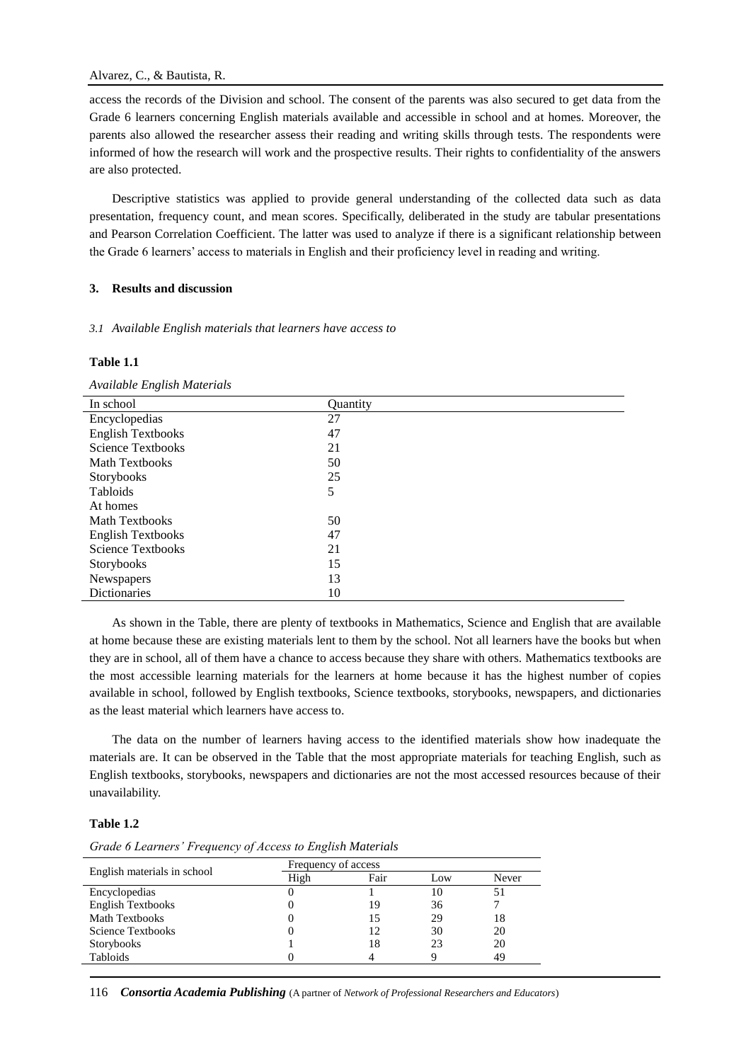access the records of the Division and school. The consent of the parents was also secured to get data from the Grade 6 learners concerning English materials available and accessible in school and at homes. Moreover, the parents also allowed the researcher assess their reading and writing skills through tests. The respondents were informed of how the research will work and the prospective results. Their rights to confidentiality of the answers are also protected.

Descriptive statistics was applied to provide general understanding of the collected data such as data presentation, frequency count, and mean scores. Specifically, deliberated in the study are tabular presentations and Pearson Correlation Coefficient. The latter was used to analyze if there is a significant relationship between the Grade 6 learners' access to materials in English and their proficiency level in reading and writing.

## 3. Results and discussion

### *3.1 Available English materials that learners have access to*

**Table 1.1**

*Available English Materials*

| In school | Quantity |
|---|---|
| Encyclopedias | 27 |
| English Textbooks | 47 |
| Science Textbooks | 21 |
| Math Textbooks | 50 |
| Storybooks | 25 |
| Tabloids | 5 |
| At homes | |
| Math Textbooks | 50 |
| English Textbooks | 47 |
| Science Textbooks | 21 |
| Storybooks | 15 |
| Newspapers | 13 |
| Dictionaries | 10 |

As shown in the Table, there are plenty of textbooks in Mathematics, Science and English that are available at home because these are existing materials lent to them by the school. Not all learners have the books but when they are in school, all of them have a chance to access because they share with others. Mathematics textbooks are the most accessible learning materials for the learners at home because it has the highest number of copies available in school, followed by English textbooks, Science textbooks, storybooks, newspapers, and dictionaries as the least material which learners have access to.

The data on the number of learners having access to the identified materials show how inadequate the materials are. It can be observed in the Table that the most appropriate materials for teaching English, such as English textbooks, storybooks, newspapers and dictionaries are not the most accessed resources because of their unavailability.

**Table 1.2**

*Grade 6 Learners' Frequency of Access to English Materials*

| English materials in school | Frequency of access | | | |
|---|---|---|---|---|
| | High | Fair | Low | Never |
| Encyclopedias | 0 | 1 | 10 | 51 |
| English Textbooks | 0 | 19 | 36 | 7 |
| Math Textbooks | 0 | 15 | 29 | 18 |
| Science Textbooks | 0 | 12 | 30 | 20 |
| Storybooks | 1 | 18 | 23 | 20 |
| Tabloids | 0 | 4 | 9 | 49 |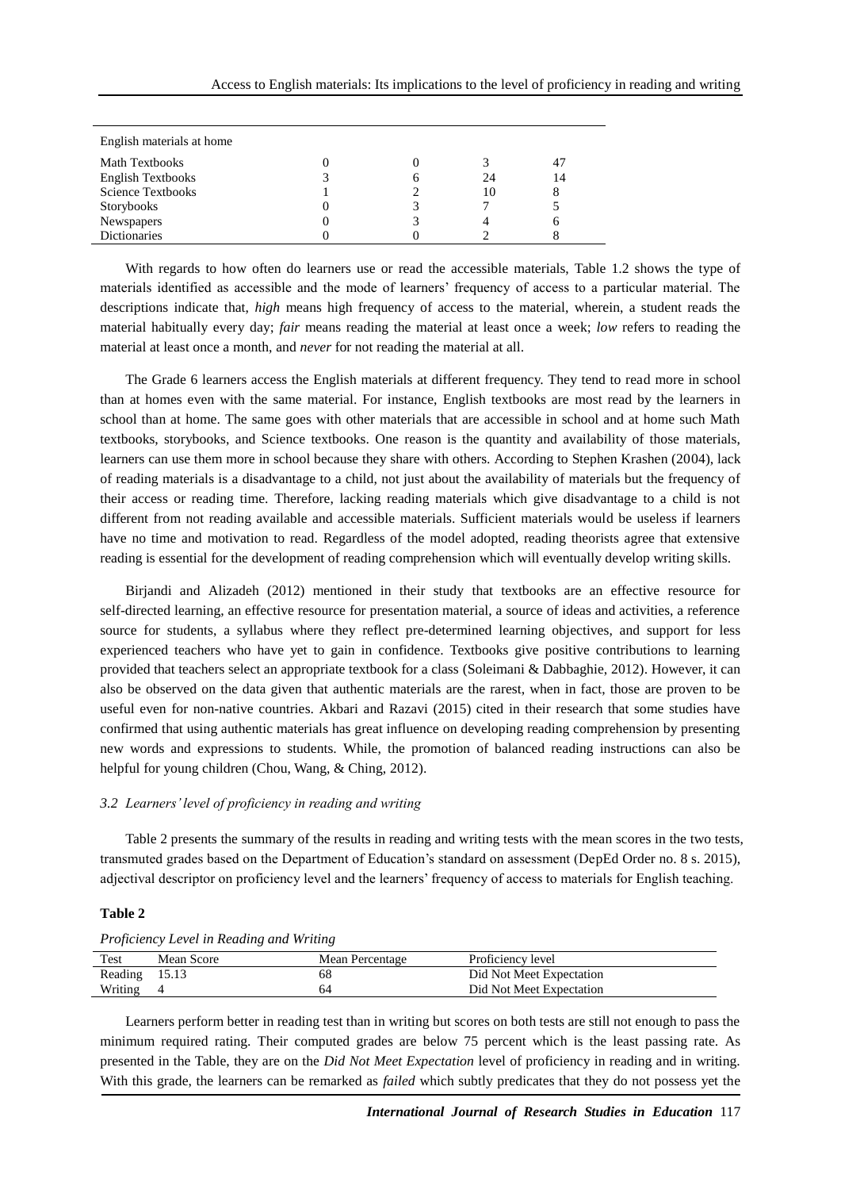| English materials at home | | | | |
|---|---|---|---|---|
| Math Textbooks | 0 | 0 | 3 | 47 |
| English Textbooks | 3 | 6 | 24 | 14 |
| Science Textbooks | 1 | 2 | 10 | 8 |
| Storybooks | 0 | 3 | 7 | 5 |
| Newspapers | 0 | 3 | 4 | 6 |
| Dictionaries | 0 | 0 | 2 | 8 |

With regards to how often do learners use or read the accessible materials, Table 1.2 shows the type of materials identified as accessible and the mode of learners' frequency of access to a particular material. The descriptions indicate that, *high* means high frequency of access to the material, wherein, a student reads the material habitually every day; *fair* means reading the material at least once a week; *low* refers to reading the material at least once a month, and *never* for not reading the material at all.

The Grade 6 learners access the English materials at different frequency. They tend to read more in school than at homes even with the same material. For instance, English textbooks are most read by the learners in school than at home. The same goes with other materials that are accessible in school and at home such Math textbooks, storybooks, and Science textbooks. One reason is the quantity and availability of those materials, learners can use them more in school because they share with others. According to Stephen Krashen (2004), lack of reading materials is a disadvantage to a child, not just about the availability of materials but the frequency of their access or reading time. Therefore, lacking reading materials which give disadvantage to a child is not different from not reading available and accessible materials. Sufficient materials would be useless if learners have no time and motivation to read. Regardless of the model adopted, reading theorists agree that extensive reading is essential for the development of reading comprehension which will eventually develop writing skills.

Birjandi and Alizadeh (2012) mentioned in their study that textbooks are an effective resource for self-directed learning, an effective resource for presentation material, a source of ideas and activities, a reference source for students, a syllabus where they reflect pre-determined learning objectives, and support for less experienced teachers who have yet to gain in confidence. Textbooks give positive contributions to learning provided that teachers select an appropriate textbook for a class (Soleimani & Dabbaghie, 2012). However, it can also be observed on the data given that authentic materials are the rarest, when in fact, those are proven to be useful even for non-native countries. Akbari and Razavi (2015) cited in their research that some studies have confirmed that using authentic materials has great influence on developing reading comprehension by presenting new words and expressions to students. While, the promotion of balanced reading instructions can also be helpful for young children (Chou, Wang, & Ching, 2012).

### *3.2 Learners' level of proficiency in reading and writing*

Table 2 presents the summary of the results in reading and writing tests with the mean scores in the two tests, transmuted grades based on the Department of Education's standard on assessment (DepEd Order no. 8 s. 2015), adjectival descriptor on proficiency level and the learners' frequency of access to materials for English teaching.

**Table 2**

*Proficiency Level in Reading and Writing*

| Test | Mean Score | Mean Percentage | Proficiency level |
|---|---|---|---|
| Reading | 15.13 | 68 | Did Not Meet Expectation |
| Writing | 4 | 64 | Did Not Meet Expectation |

Learners perform better in reading test than in writing but scores on both tests are still not enough to pass the minimum required rating. Their computed grades are below 75 percent which is the least passing rate. As presented in the Table, they are on the *Did Not Meet Expectation* level of proficiency in reading and in writing. With this grade, the learners can be remarked as *failed* which subtly predicates that they do not possess yet the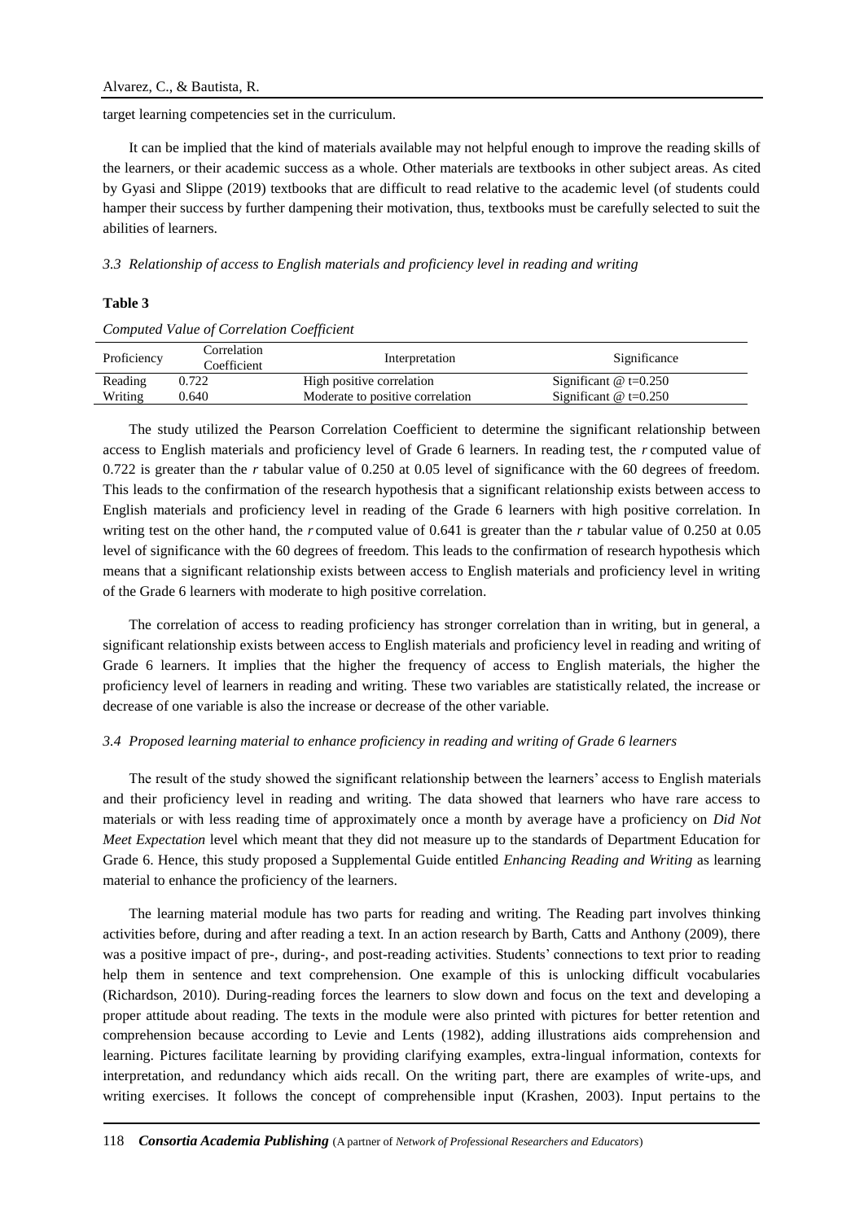target learning competencies set in the curriculum.

It can be implied that the kind of materials available may not helpful enough to improve the reading skills of the learners, or their academic success as a whole. Other materials are textbooks in other subject areas. As cited by Gyasi and Slippe (2019) textbooks that are difficult to read relative to the academic level (of students could hamper their success by further dampening their motivation, thus, textbooks must be carefully selected to suit the abilities of learners.

### 3.3 Relationship of access to English materials and proficiency level in reading and writing

**Table 3**

*Computed Value of Correlation Coefficient*

| Proficiency | Correlation Coefficient | Interpretation | Significance |
|---|---|---|---|
| Reading | 0.722 | High positive correlation | Significant @ t=0.250 |
| Writing | 0.640 | Moderate to positive correlation | Significant @ t=0.250 |

The study utilized the Pearson Correlation Coefficient to determine the significant relationship between access to English materials and proficiency level of Grade 6 learners. In reading test, the *r* computed value of 0.722 is greater than the *r* tabular value of 0.250 at 0.05 level of significance with the 60 degrees of freedom. This leads to the confirmation of the research hypothesis that a significant relationship exists between access to English materials and proficiency level in reading of the Grade 6 learners with high positive correlation. In writing test on the other hand, the *r* computed value of 0.641 is greater than the *r* tabular value of 0.250 at 0.05 level of significance with the 60 degrees of freedom. This leads to the confirmation of research hypothesis which means that a significant relationship exists between access to English materials and proficiency level in writing of the Grade 6 learners with moderate to high positive correlation.

The correlation of access to reading proficiency has stronger correlation than in writing, but in general, a significant relationship exists between access to English materials and proficiency level in reading and writing of Grade 6 learners. It implies that the higher the frequency of access to English materials, the higher the proficiency level of learners in reading and writing. These two variables are statistically related, the increase or decrease of one variable is also the increase or decrease of the other variable.

### 3.4 Proposed learning material to enhance proficiency in reading and writing of Grade 6 learners

The result of the study showed the significant relationship between the learners' access to English materials and their proficiency level in reading and writing. The data showed that learners who have rare access to materials or with less reading time of approximately once a month by average have a proficiency on *Did Not Meet Expectation* level which meant that they did not measure up to the standards of Department Education for Grade 6. Hence, this study proposed a Supplemental Guide entitled *Enhancing Reading and Writing* as learning material to enhance the proficiency of the learners.

The learning material module has two parts for reading and writing. The Reading part involves thinking activities before, during and after reading a text. In an action research by Barth, Catts and Anthony (2009), there was a positive impact of pre-, during-, and post-reading activities. Students' connections to text prior to reading help them in sentence and text comprehension. One example of this is unlocking difficult vocabularies (Richardson, 2010). During-reading forces the learners to slow down and focus on the text and developing a proper attitude about reading. The texts in the module were also printed with pictures for better retention and comprehension because according to Levie and Lents (1982), adding illustrations aids comprehension and learning. Pictures facilitate learning by providing clarifying examples, extra-lingual information, contexts for interpretation, and redundancy which aids recall. On the writing part, there are examples of write-ups, and writing exercises. It follows the concept of comprehensible input (Krashen, 2003). Input pertains to the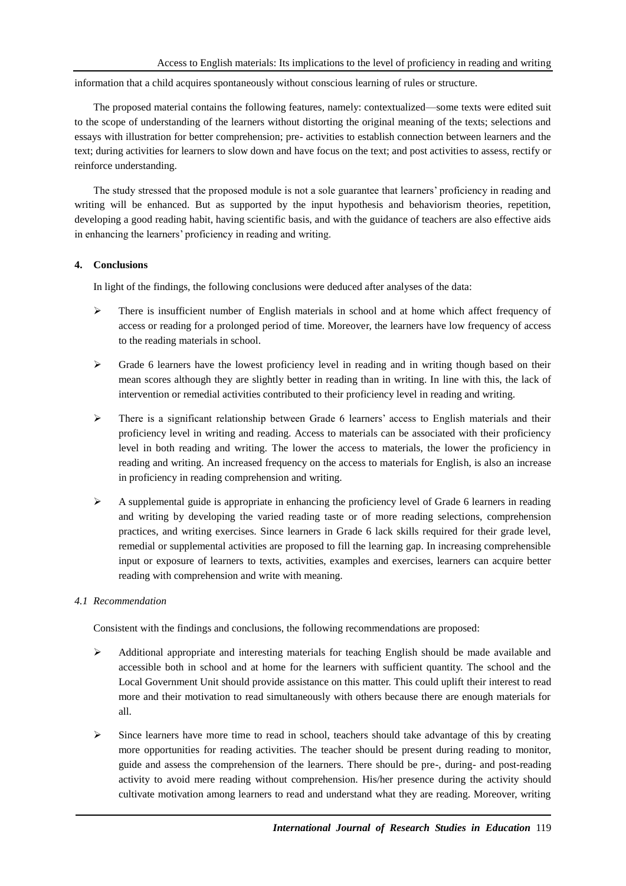information that a child acquires spontaneously without conscious learning of rules or structure.

The proposed material contains the following features, namely: contextualized—some texts were edited suit to the scope of understanding of the learners without distorting the original meaning of the texts; selections and essays with illustration for better comprehension; pre- activities to establish connection between learners and the text; during activities for learners to slow down and have focus on the text; and post activities to assess, rectify or reinforce understanding.

The study stressed that the proposed module is not a sole guarantee that learners' proficiency in reading and writing will be enhanced. But as supported by the input hypothesis and behaviorism theories, repetition, developing a good reading habit, having scientific basis, and with the guidance of teachers are also effective aids in enhancing the learners' proficiency in reading and writing.

## 4. Conclusions

In light of the findings, the following conclusions were deduced after analyses of the data:

- There is insufficient number of English materials in school and at home which affect frequency of access or reading for a prolonged period of time. Moreover, the learners have low frequency of access to the reading materials in school.
- Grade 6 learners have the lowest proficiency level in reading and in writing though based on their mean scores although they are slightly better in reading than in writing. In line with this, the lack of intervention or remedial activities contributed to their proficiency level in reading and writing.
- There is a significant relationship between Grade 6 learners' access to English materials and their proficiency level in writing and reading. Access to materials can be associated with their proficiency level in both reading and writing. The lower the access to materials, the lower the proficiency in reading and writing. An increased frequency on the access to materials for English, is also an increase in proficiency in reading comprehension and writing.
- A supplemental guide is appropriate in enhancing the proficiency level of Grade 6 learners in reading and writing by developing the varied reading taste or of more reading selections, comprehension practices, and writing exercises. Since learners in Grade 6 lack skills required for their grade level, remedial or supplemental activities are proposed to fill the learning gap. In increasing comprehensible input or exposure of learners to texts, activities, examples and exercises, learners can acquire better reading with comprehension and write with meaning.

### *4.1 Recommendation*

Consistent with the findings and conclusions, the following recommendations are proposed:

- Additional appropriate and interesting materials for teaching English should be made available and accessible both in school and at home for the learners with sufficient quantity. The school and the Local Government Unit should provide assistance on this matter. This could uplift their interest to read more and their motivation to read simultaneously with others because there are enough materials for all.
- Since learners have more time to read in school, teachers should take advantage of this by creating more opportunities for reading activities. The teacher should be present during reading to monitor, guide and assess the comprehension of the learners. There should be pre-, during- and post-reading activity to avoid mere reading without comprehension. His/her presence during the activity should cultivate motivation among learners to read and understand what they are reading. Moreover, writing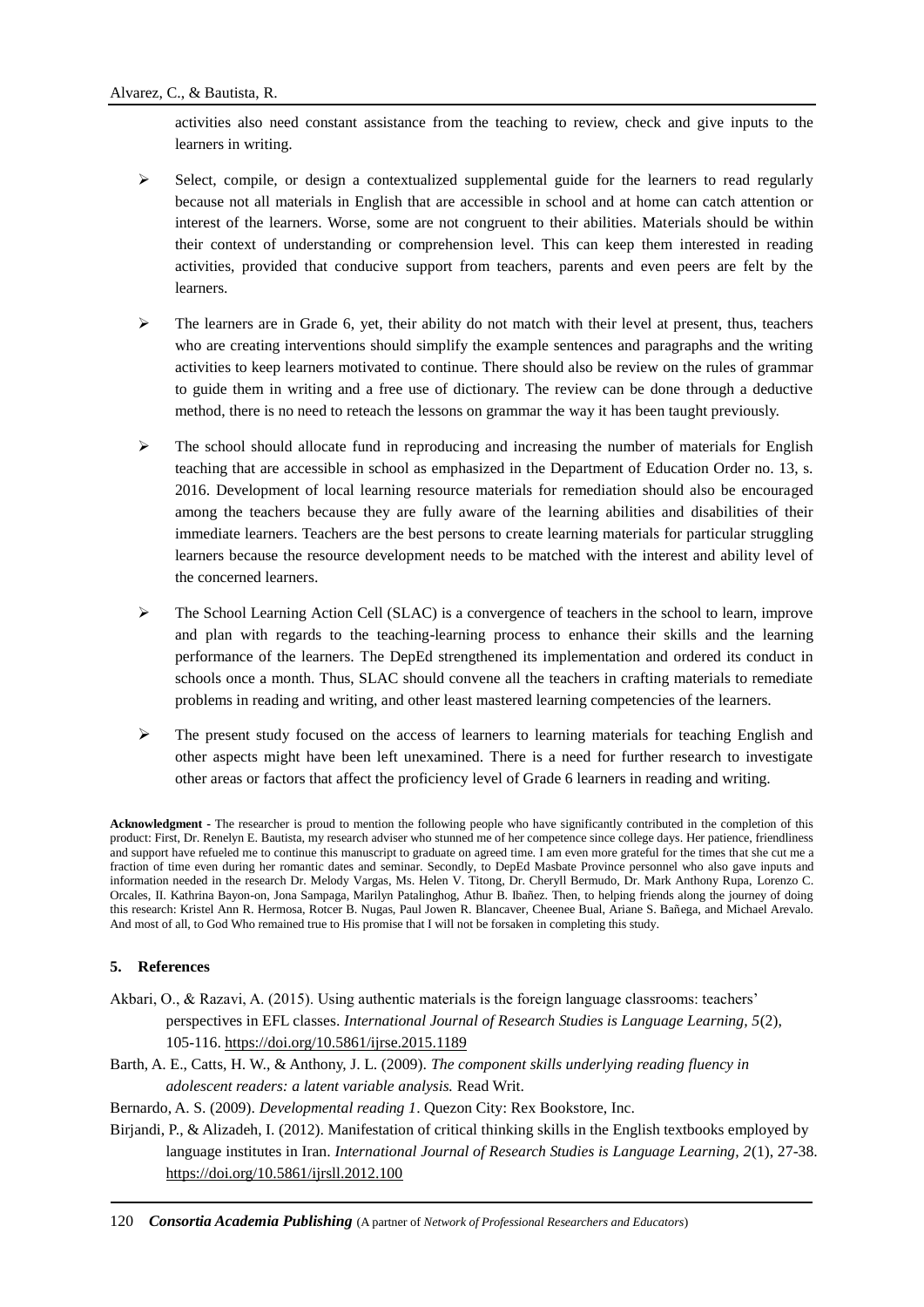activities also need constant assistance from the teaching to review, check and give inputs to the learners in writing.

- Select, compile, or design a contextualized supplemental guide for the learners to read regularly because not all materials in English that are accessible in school and at home can catch attention or interest of the learners. Worse, some are not congruent to their abilities. Materials should be within their context of understanding or comprehension level. This can keep them interested in reading activities, provided that conducive support from teachers, parents and even peers are felt by the learners.
- The learners are in Grade 6, yet, their ability do not match with their level at present, thus, teachers who are creating interventions should simplify the example sentences and paragraphs and the writing activities to keep learners motivated to continue. There should also be review on the rules of grammar to guide them in writing and a free use of dictionary. The review can be done through a deductive method, there is no need to reteach the lessons on grammar the way it has been taught previously.
- The school should allocate fund in reproducing and increasing the number of materials for English teaching that are accessible in school as emphasized in the Department of Education Order no. 13, s. 2016. Development of local learning resource materials for remediation should also be encouraged among the teachers because they are fully aware of the learning abilities and disabilities of their immediate learners. Teachers are the best persons to create learning materials for particular struggling learners because the resource development needs to be matched with the interest and ability level of the concerned learners.
- The School Learning Action Cell (SLAC) is a convergence of teachers in the school to learn, improve and plan with regards to the teaching-learning process to enhance their skills and the learning performance of the learners. The DepEd strengthened its implementation and ordered its conduct in schools once a month. Thus, SLAC should convene all the teachers in crafting materials to remediate problems in reading and writing, and other least mastered learning competencies of the learners.
- The present study focused on the access of learners to learning materials for teaching English and other aspects might have been left unexamined. There is a need for further research to investigate other areas or factors that affect the proficiency level of Grade 6 learners in reading and writing.

**Acknowledgment** - The researcher is proud to mention the following people who have significantly contributed in the completion of this product: First, Dr. Renelyn E. Bautista, my research adviser who stunned me of her competence since college days. Her patience, friendliness and support have refueled me to continue this manuscript to graduate on agreed time. I am even more grateful for the times that she cut me a fraction of time even during her romantic dates and seminar. Secondly, to DepEd Masbate Province personnel who also gave inputs and information needed in the research Dr. Melody Vargas, Ms. Helen V. Titong, Dr. Cheryll Bermudo, Dr. Mark Anthony Rupa, Lorenzo C. Orcales, II. Kathrina Bayon-on, Jona Sampaga, Marilyn Patalinghog, Athur B. Ibañez. Then, to helping friends along the journey of doing this research: Kristel Ann R. Hermosa, Rotcer B. Nugas, Paul Jowen R. Blancaver, Cheenee Bual, Ariane S. Bañega, and Michael Arevalo. And most of all, to God Who remained true to His promise that I will not be forsaken in completing this study.

## 5. References

Akbari, O., & Razavi, A. (2015). Using authentic materials is the foreign language classrooms: teachers' perspectives in EFL classes. *International Journal of Research Studies is Language Learning, 5*(2), 105-116. https://doi.org/10.5861/ijrse.2015.1189

Barth, A. E., Catts, H. W., & Anthony, J. L. (2009). *The component skills underlying reading fluency in adolescent readers: a latent variable analysis.* Read Writ.

Bernardo, A. S. (2009). *Developmental reading 1*. Quezon City: Rex Bookstore, Inc.

Birjandi, P., & Alizadeh, I. (2012). Manifestation of critical thinking skills in the English textbooks employed by language institutes in Iran. *International Journal of Research Studies is Language Learning, 2*(1), 27-38. https://doi.org/10.5861/ijrsll.2012.100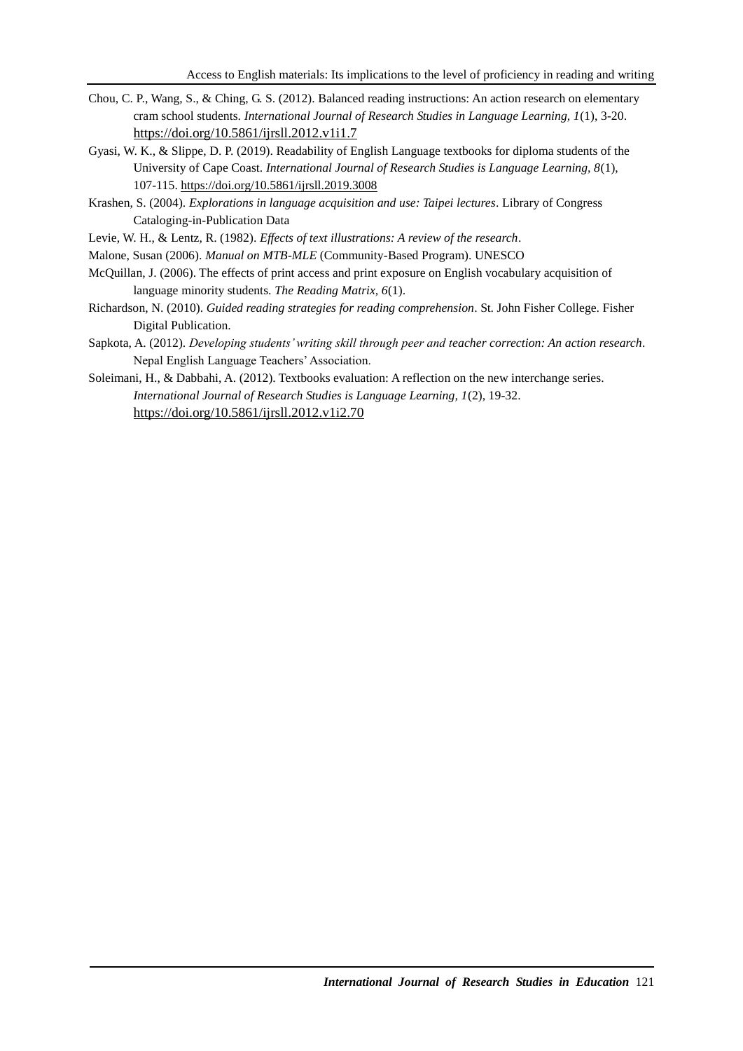Chou, C. P., Wang, S., & Ching, G. S. (2012). Balanced reading instructions: An action research on elementary cram school students. *International Journal of Research Studies in Language Learning, 1*(1), 3-20. https://doi.org/10.5861/ijrsll.2012.v1i1.7

Gyasi, W. K., & Slippe, D. P. (2019). Readability of English Language textbooks for diploma students of the University of Cape Coast. *International Journal of Research Studies is Language Learning, 8*(1), 107-115. https://doi.org/10.5861/ijrsll.2019.3008

Krashen, S. (2004). *Explorations in language acquisition and use: Taipei lectures*. Library of Congress Cataloging-in-Publication Data

Levie, W. H., & Lentz, R. (1982). *Effects of text illustrations: A review of the research*.

Malone, Susan (2006). *Manual on MTB-MLE* (Community-Based Program). UNESCO

McQuillan, J. (2006). The effects of print access and print exposure on English vocabulary acquisition of language minority students. *The Reading Matrix, 6*(1).

Richardson, N. (2010). *Guided reading strategies for reading comprehension*. St. John Fisher College. Fisher Digital Publication.

Sapkota, A. (2012). *Developing students' writing skill through peer and teacher correction: An action research*. Nepal English Language Teachers' Association.

Soleimani, H., & Dabbahi, A. (2012). Textbooks evaluation: A reflection on the new interchange series. *International Journal of Research Studies is Language Learning, 1*(2), 19-32. https://doi.org/10.5861/ijrsll.2012.v1i2.70